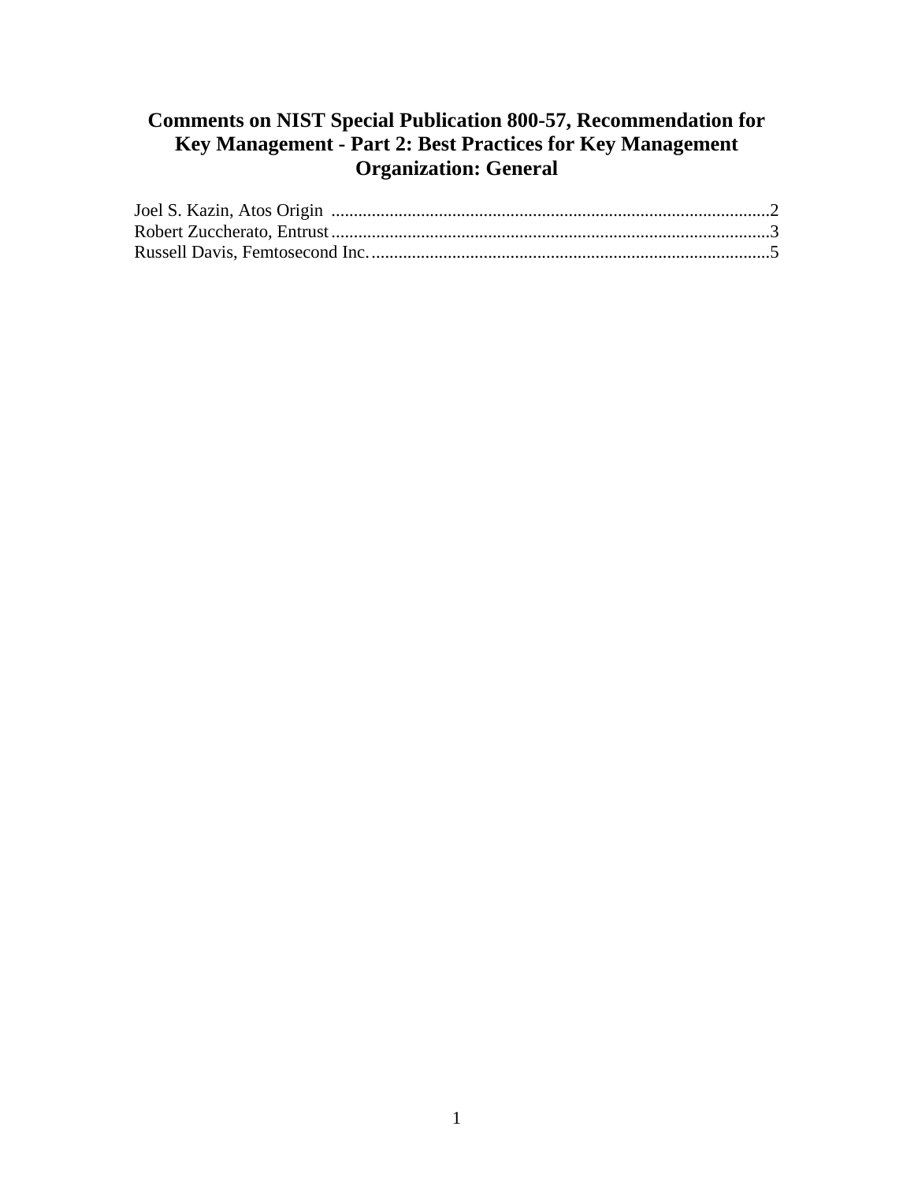# Comments on NIST Special Publication 800-57, Recommendation for Key Management - Part 2: Best Practices for Key Management Organization: General

Joel S. Kazin, Atos Origin ....................................................................................2
Robert Zuccherato, Entrust....................................................................................3
Russell Davis, Femtosecond Inc. ...........................................................................5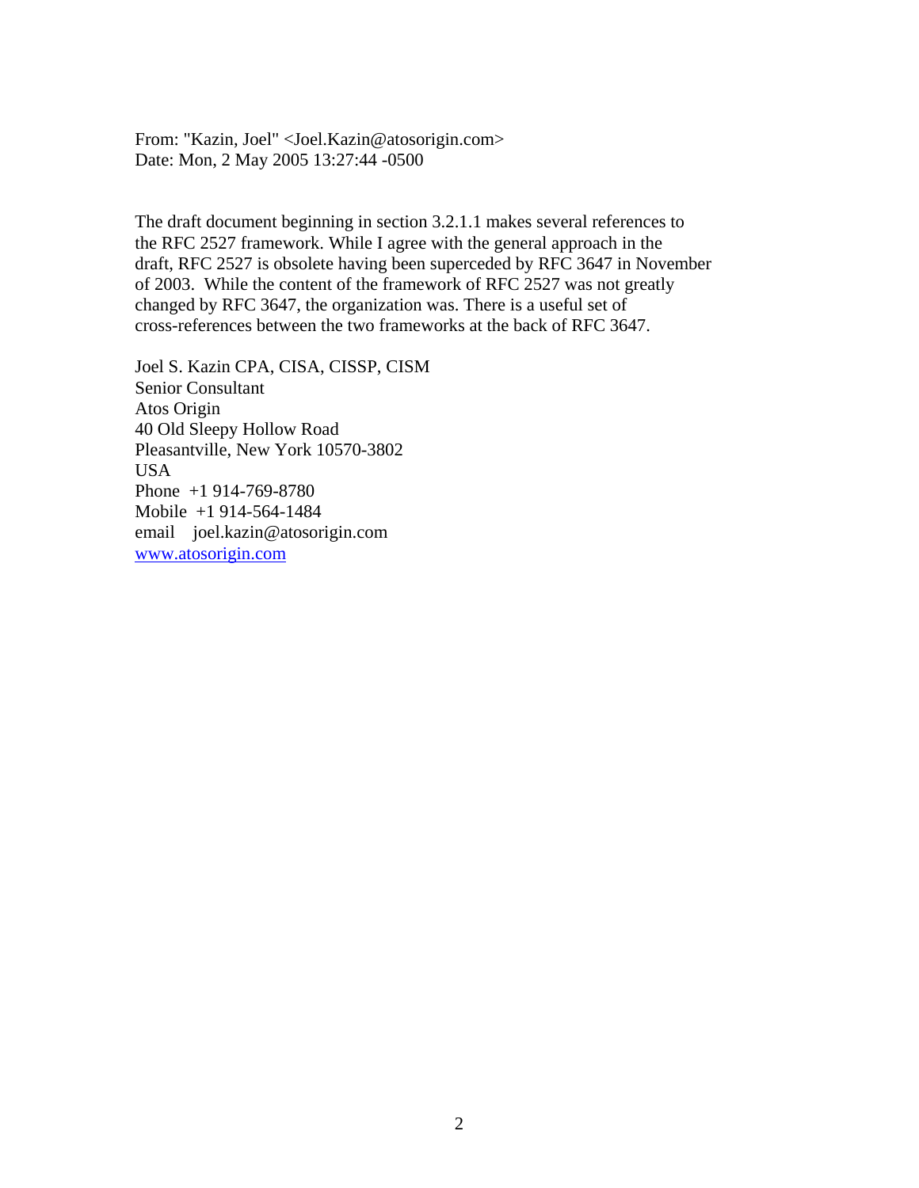From: "Kazin, Joel" <Joel.Kazin@atosorigin.com>
Date: Mon, 2 May 2005 13:27:44 -0500

The draft document beginning in section 3.2.1.1 makes several references to the RFC 2527 framework. While I agree with the general approach in the draft, RFC 2527 is obsolete having been superceded by RFC 3647 in November of 2003. While the content of the framework of RFC 2527 was not greatly changed by RFC 3647, the organization was. There is a useful set of cross-references between the two frameworks at the back of RFC 3647.

Joel S. Kazin CPA, CISA, CISSP, CISM
Senior Consultant
Atos Origin
40 Old Sleepy Hollow Road
Pleasantville, New York 10570-3802
USA
Phone +1 914-769-8780
Mobile +1 914-564-1484
email joel.kazin@atosorigin.com
[www.atosorigin.com](http://www.atosorigin.com)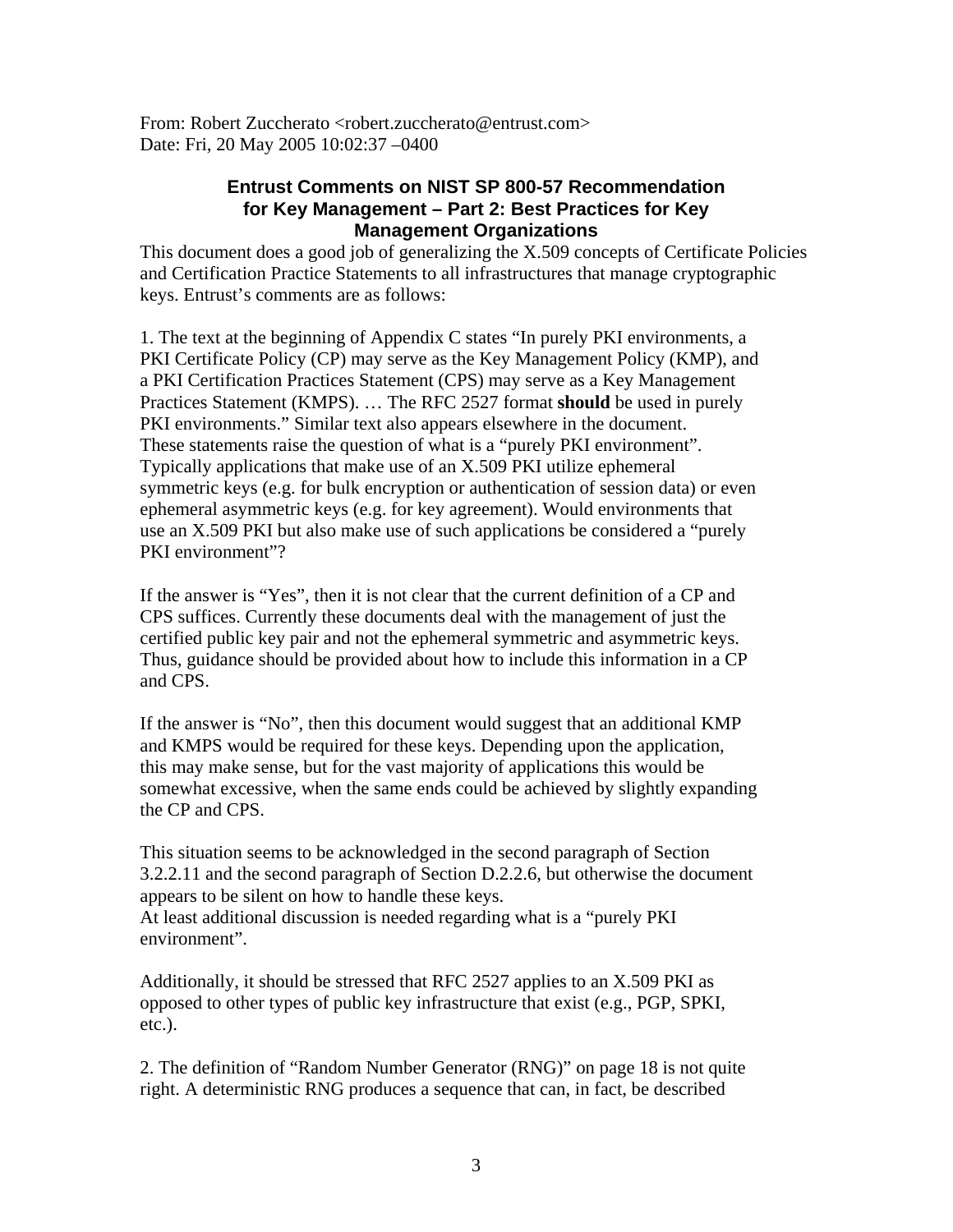From: Robert Zuccherato <robert.zuccherato@entrust.com>
Date: Fri, 20 May 2005 10:02:37 –0400

## Entrust Comments on NIST SP 800-57 Recommendation for Key Management – Part 2: Best Practices for Key Management Organizations

This document does a good job of generalizing the X.509 concepts of Certificate Policies and Certification Practice Statements to all infrastructures that manage cryptographic keys. Entrust's comments are as follows:

1. The text at the beginning of Appendix C states "In purely PKI environments, a PKI Certificate Policy (CP) may serve as the Key Management Policy (KMP), and a PKI Certification Practices Statement (CPS) may serve as a Key Management Practices Statement (KMPS). … The RFC 2527 format **should** be used in purely PKI environments." Similar text also appears elsewhere in the document. These statements raise the question of what is a "purely PKI environment". Typically applications that make use of an X.509 PKI utilize ephemeral symmetric keys (e.g. for bulk encryption or authentication of session data) or even ephemeral asymmetric keys (e.g. for key agreement). Would environments that use an X.509 PKI but also make use of such applications be considered a "purely PKI environment"?

If the answer is "Yes", then it is not clear that the current definition of a CP and CPS suffices. Currently these documents deal with the management of just the certified public key pair and not the ephemeral symmetric and asymmetric keys. Thus, guidance should be provided about how to include this information in a CP and CPS.

If the answer is "No", then this document would suggest that an additional KMP and KMPS would be required for these keys. Depending upon the application, this may make sense, but for the vast majority of applications this would be somewhat excessive, when the same ends could be achieved by slightly expanding the CP and CPS.

This situation seems to be acknowledged in the second paragraph of Section 3.2.2.11 and the second paragraph of Section D.2.2.6, but otherwise the document appears to be silent on how to handle these keys.
At least additional discussion is needed regarding what is a "purely PKI environment".

Additionally, it should be stressed that RFC 2527 applies to an X.509 PKI as opposed to other types of public key infrastructure that exist (e.g., PGP, SPKI, etc.).

2. The definition of "Random Number Generator (RNG)" on page 18 is not quite right. A deterministic RNG produces a sequence that can, in fact, be described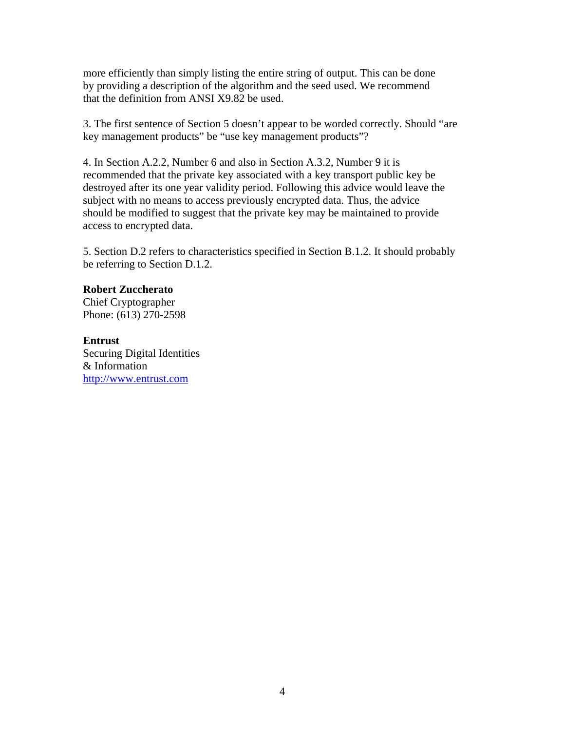more efficiently than simply listing the entire string of output. This can be done by providing a description of the algorithm and the seed used. We recommend that the definition from ANSI X9.82 be used.

3. The first sentence of Section 5 doesn't appear to be worded correctly. Should "are key management products" be "use key management products"?

4. In Section A.2.2, Number 6 and also in Section A.3.2, Number 9 it is recommended that the private key associated with a key transport public key be destroyed after its one year validity period. Following this advice would leave the subject with no means to access previously encrypted data. Thus, the advice should be modified to suggest that the private key may be maintained to provide access to encrypted data.

5. Section D.2 refers to characteristics specified in Section B.1.2. It should probably be referring to Section D.1.2.

**Robert Zuccherato**
Chief Cryptographer
Phone: (613) 270-2598

**Entrust**
Securing Digital Identities
& Information
http://www.entrust.com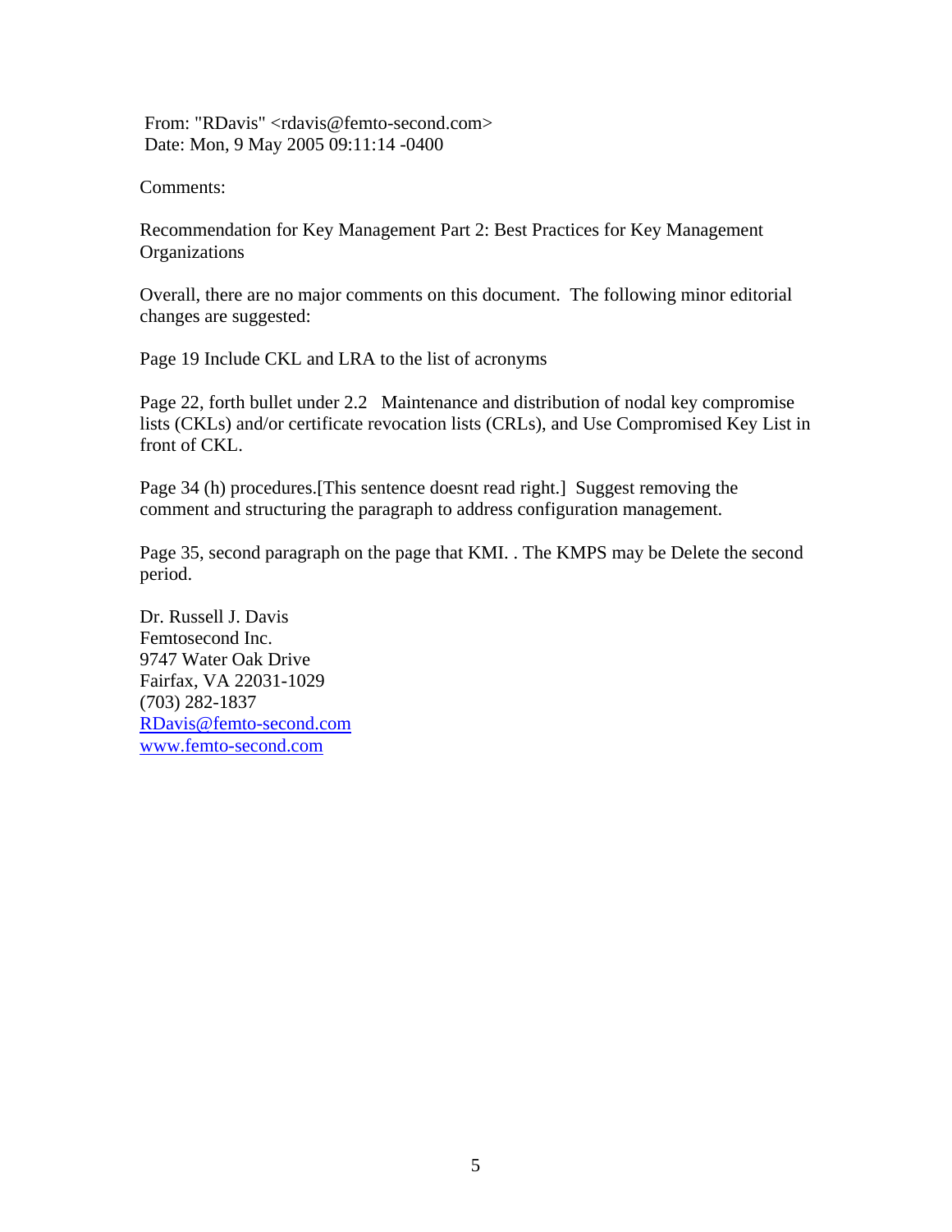From: "RDavis" <rdavis@femto-second.com>
Date: Mon, 9 May 2005 09:11:14 -0400

Comments:

Recommendation for Key Management Part 2: Best Practices for Key Management Organizations

Overall, there are no major comments on this document. The following minor editorial changes are suggested:

Page 19 Include CKL and LRA to the list of acronyms

Page 22, forth bullet under 2.2 Maintenance and distribution of nodal key compromise lists (CKLs) and/or certificate revocation lists (CRLs), and Use Compromised Key List in front of CKL.

Page 34 (h) procedures.[This sentence doesnt read right.] Suggest removing the comment and structuring the paragraph to address configuration management.

Page 35, second paragraph on the page that KMI. . The KMPS may be Delete the second period.

Dr. Russell J. Davis
Femtosecond Inc.
9747 Water Oak Drive
Fairfax, VA 22031-1029
(703) 282-1837
RDavis@femto-second.com
www.femto-second.com